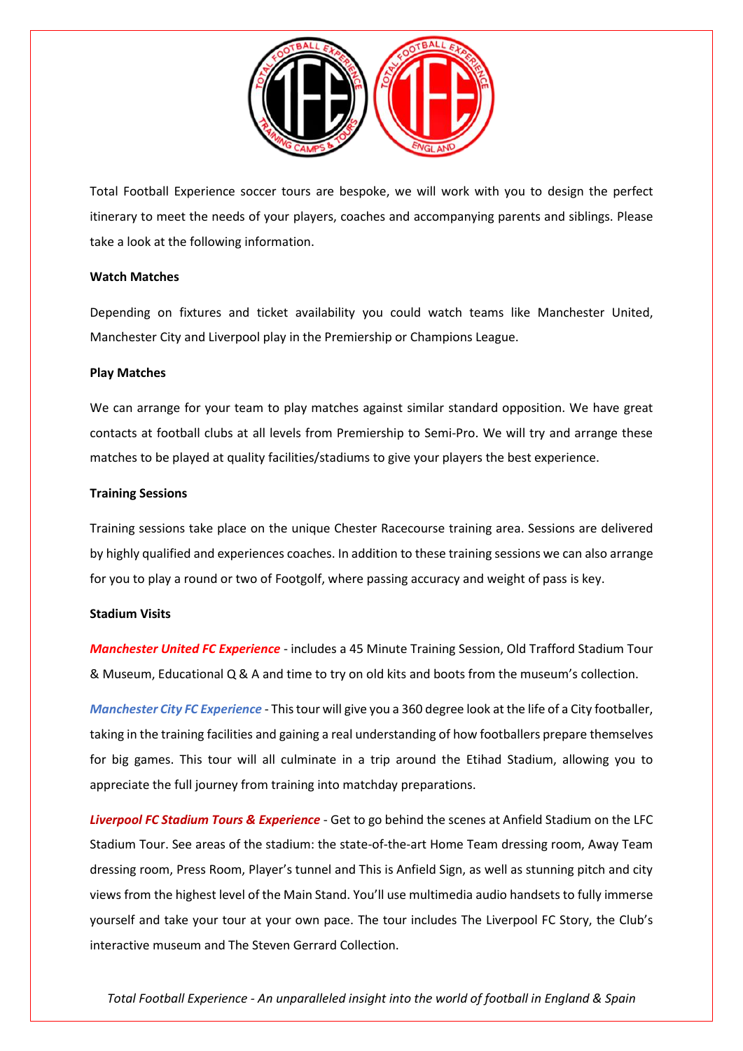Total Football Experience soccer tours are bespoke, we will work with you to design the perfect itinerary to meet the needs of your players, coaches and accompanying parents and siblings. Please take a look at the following information.

**Watch Matches**

Depending on fixtures and ticket availability you could watch teams like Manchester United, Manchester City and Liverpool play in the Premiership or Champions League.

**Play Matches**

We can arrange for your team to play matches against similar standard opposition. We have great contacts at football clubs at all levels from Premiership to Semi-Pro. We will try and arrange these matches to be played at quality facilities/stadiums to give your players the best experience.

**Training Sessions**

Training sessions take place on the unique Chester Racecourse training area. Sessions are delivered by highly qualified and experiences coaches. In addition to these training sessions we can also arrange for you to play a round or two of Footgolf, where passing accuracy and weight of pass is key.

**Stadium Visits**

***Manchester United FC Experience*** - includes a 45 Minute Training Session, Old Trafford Stadium Tour & Museum, Educational Q & A and time to try on old kits and boots from the museum's collection.

***Manchester City FC Experience*** - This tour will give you a 360 degree look at the life of a City footballer, taking in the training facilities and gaining a real understanding of how footballers prepare themselves for big games. This tour will all culminate in a trip around the Etihad Stadium, allowing you to appreciate the full journey from training into matchday preparations.

***Liverpool FC Stadium Tours & Experience*** - Get to go behind the scenes at Anfield Stadium on the LFC Stadium Tour. See areas of the stadium: the state-of-the-art Home Team dressing room, Away Team dressing room, Press Room, Player's tunnel and This is Anfield Sign, as well as stunning pitch and city views from the highest level of the Main Stand. You'll use multimedia audio handsets to fully immerse yourself and take your tour at your own pace. The tour includes The Liverpool FC Story, the Club's interactive museum and The Steven Gerrard Collection.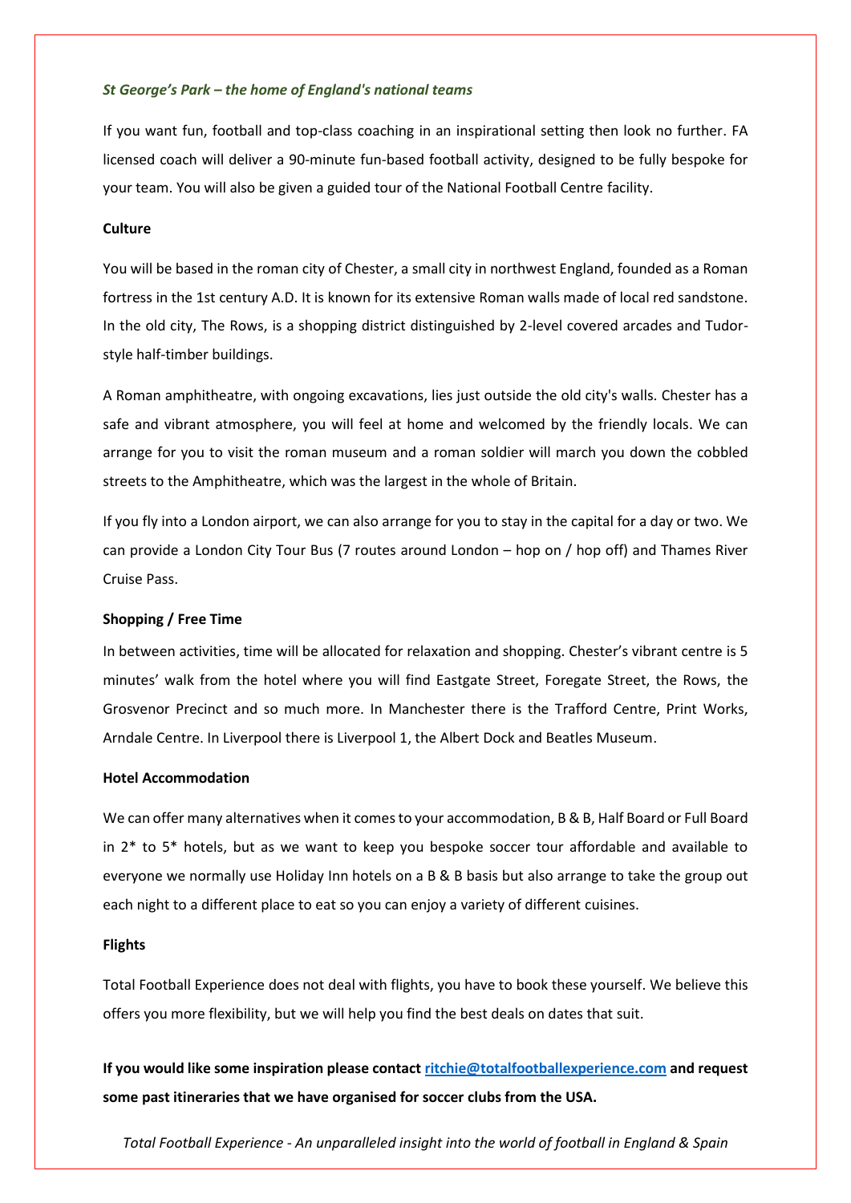*St George's Park – the home of England's national teams*

If you want fun, football and top-class coaching in an inspirational setting then look no further. FA licensed coach will deliver a 90-minute fun-based football activity, designed to be fully bespoke for your team. You will also be given a guided tour of the National Football Centre facility.

**Culture**

You will be based in the roman city of Chester, a small city in northwest England, founded as a Roman fortress in the 1st century A.D. It is known for its extensive Roman walls made of local red sandstone. In the old city, The Rows, is a shopping district distinguished by 2-level covered arcades and Tudor-style half-timber buildings.

A Roman amphitheatre, with ongoing excavations, lies just outside the old city's walls. Chester has a safe and vibrant atmosphere, you will feel at home and welcomed by the friendly locals. We can arrange for you to visit the roman museum and a roman soldier will march you down the cobbled streets to the Amphitheatre, which was the largest in the whole of Britain.

If you fly into a London airport, we can also arrange for you to stay in the capital for a day or two. We can provide a London City Tour Bus (7 routes around London – hop on / hop off) and Thames River Cruise Pass.

**Shopping / Free Time**

In between activities, time will be allocated for relaxation and shopping. Chester's vibrant centre is 5 minutes' walk from the hotel where you will find Eastgate Street, Foregate Street, the Rows, the Grosvenor Precinct and so much more. In Manchester there is the Trafford Centre, Print Works, Arndale Centre. In Liverpool there is Liverpool 1, the Albert Dock and Beatles Museum.

**Hotel Accommodation**

We can offer many alternatives when it comes to your accommodation, B & B, Half Board or Full Board in 2* to 5* hotels, but as we want to keep you bespoke soccer tour affordable and available to everyone we normally use Holiday Inn hotels on a B & B basis but also arrange to take the group out each night to a different place to eat so you can enjoy a variety of different cuisines.

**Flights**

Total Football Experience does not deal with flights, you have to book these yourself. We believe this offers you more flexibility, but we will help you find the best deals on dates that suit.

**If you would like some inspiration please contact [ritchie@totalfootballexperience.com](mailto:ritchie@totalfootballexperience.com) and request some past itineraries that we have organised for soccer clubs from the USA.**

*Total Football Experience - An unparalleled insight into the world of football in England & Spain*